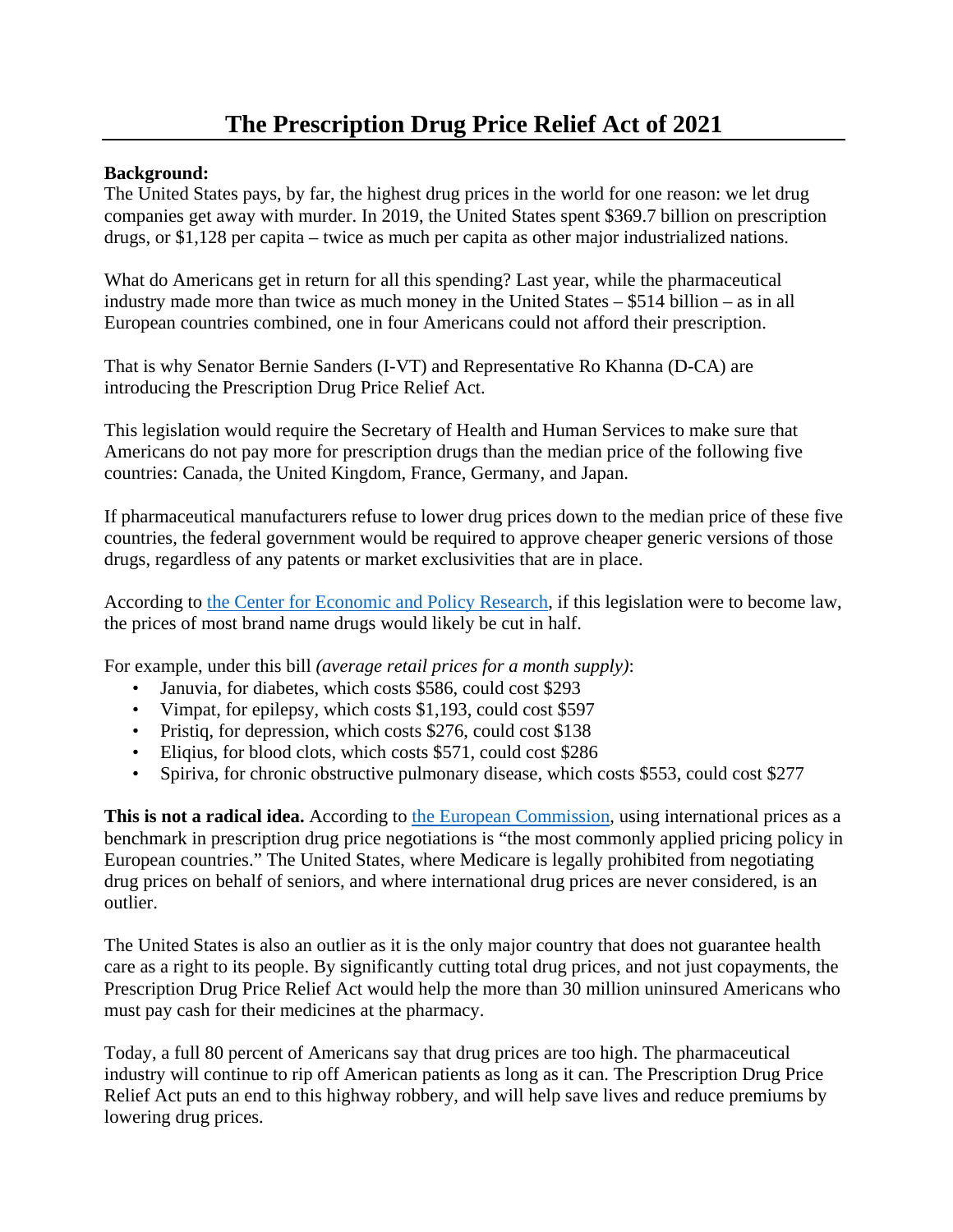# The Prescription Drug Price Relief Act of 2021

**Background:**

The United States pays, by far, the highest drug prices in the world for one reason: we let drug companies get away with murder. In 2019, the United States spent $369.7 billion on prescription drugs, or $1,128 per capita – twice as much per capita as other major industrialized nations.

What do Americans get in return for all this spending? Last year, while the pharmaceutical industry made more than twice as much money in the United States – $514 billion – as in all European countries combined, one in four Americans could not afford their prescription.

That is why Senator Bernie Sanders (I-VT) and Representative Ro Khanna (D-CA) are introducing the Prescription Drug Price Relief Act.

This legislation would require the Secretary of Health and Human Services to make sure that Americans do not pay more for prescription drugs than the median price of the following five countries: Canada, the United Kingdom, France, Germany, and Japan.

If pharmaceutical manufacturers refuse to lower drug prices down to the median price of these five countries, the federal government would be required to approve cheaper generic versions of those drugs, regardless of any patents or market exclusivities that are in place.

According to [the Center for Economic and Policy Research](), if this legislation were to become law, the prices of most brand name drugs would likely be cut in half.

For example, under this bill *(average retail prices for a month supply)*:

- Januvia, for diabetes, which costs $586, could cost $293
- Vimpat, for epilepsy, which costs $1,193, could cost $597
- Pristiq, for depression, which costs $276, could cost $138
- Eliqius, for blood clots, which costs $571, could cost $286
- Spiriva, for chronic obstructive pulmonary disease, which costs $553, could cost $277

**This is not a radical idea.** According to [the European Commission](), using international prices as a benchmark in prescription drug price negotiations is "the most commonly applied pricing policy in European countries." The United States, where Medicare is legally prohibited from negotiating drug prices on behalf of seniors, and where international drug prices are never considered, is an outlier.

The United States is also an outlier as it is the only major country that does not guarantee health care as a right to its people. By significantly cutting total drug prices, and not just copayments, the Prescription Drug Price Relief Act would help the more than 30 million uninsured Americans who must pay cash for their medicines at the pharmacy.

Today, a full 80 percent of Americans say that drug prices are too high. The pharmaceutical industry will continue to rip off American patients as long as it can. The Prescription Drug Price Relief Act puts an end to this highway robbery, and will help save lives and reduce premiums by lowering drug prices.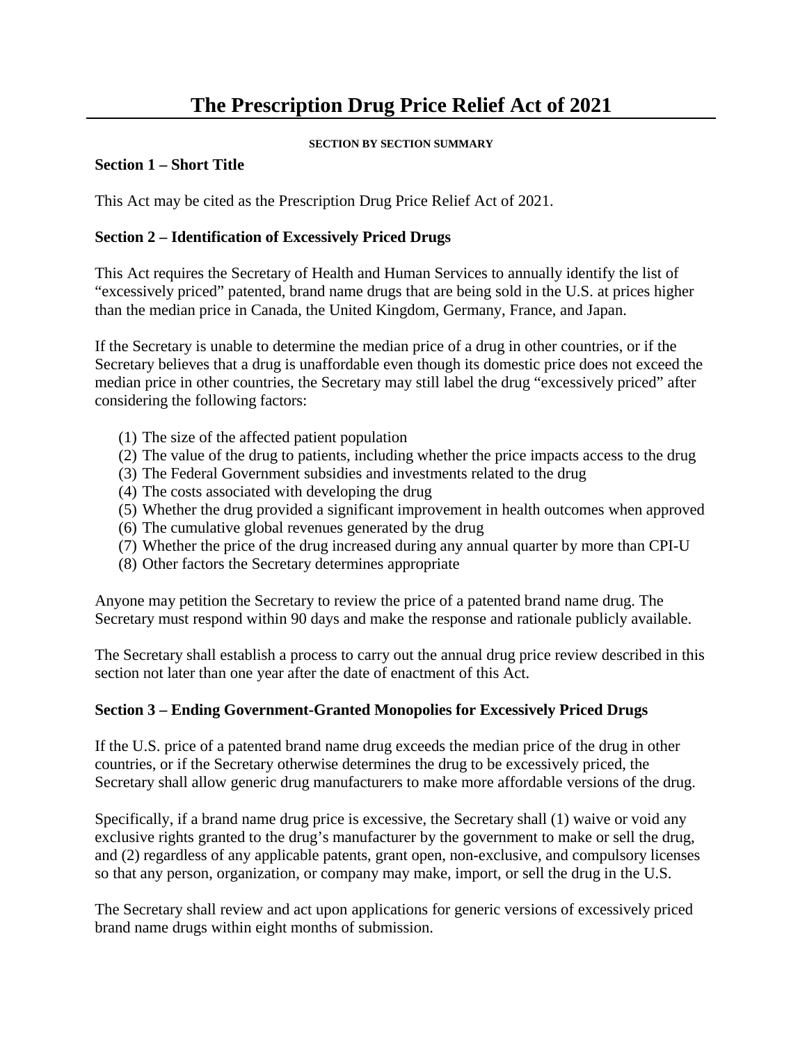# The Prescription Drug Price Relief Act of 2021

**SECTION BY SECTION SUMMARY**

**Section 1 – Short Title**

This Act may be cited as the Prescription Drug Price Relief Act of 2021.

**Section 2 – Identification of Excessively Priced Drugs**

This Act requires the Secretary of Health and Human Services to annually identify the list of "excessively priced" patented, brand name drugs that are being sold in the U.S. at prices higher than the median price in Canada, the United Kingdom, Germany, France, and Japan.

If the Secretary is unable to determine the median price of a drug in other countries, or if the Secretary believes that a drug is unaffordable even though its domestic price does not exceed the median price in other countries, the Secretary may still label the drug "excessively priced" after considering the following factors:

(1) The size of the affected patient population
(2) The value of the drug to patients, including whether the price impacts access to the drug
(3) The Federal Government subsidies and investments related to the drug
(4) The costs associated with developing the drug
(5) Whether the drug provided a significant improvement in health outcomes when approved
(6) The cumulative global revenues generated by the drug
(7) Whether the price of the drug increased during any annual quarter by more than CPI-U
(8) Other factors the Secretary determines appropriate

Anyone may petition the Secretary to review the price of a patented brand name drug. The Secretary must respond within 90 days and make the response and rationale publicly available.

The Secretary shall establish a process to carry out the annual drug price review described in this section not later than one year after the date of enactment of this Act.

**Section 3 – Ending Government-Granted Monopolies for Excessively Priced Drugs**

If the U.S. price of a patented brand name drug exceeds the median price of the drug in other countries, or if the Secretary otherwise determines the drug to be excessively priced, the Secretary shall allow generic drug manufacturers to make more affordable versions of the drug.

Specifically, if a brand name drug price is excessive, the Secretary shall (1) waive or void any exclusive rights granted to the drug's manufacturer by the government to make or sell the drug, and (2) regardless of any applicable patents, grant open, non-exclusive, and compulsory licenses so that any person, organization, or company may make, import, or sell the drug in the U.S.

The Secretary shall review and act upon applications for generic versions of excessively priced brand name drugs within eight months of submission.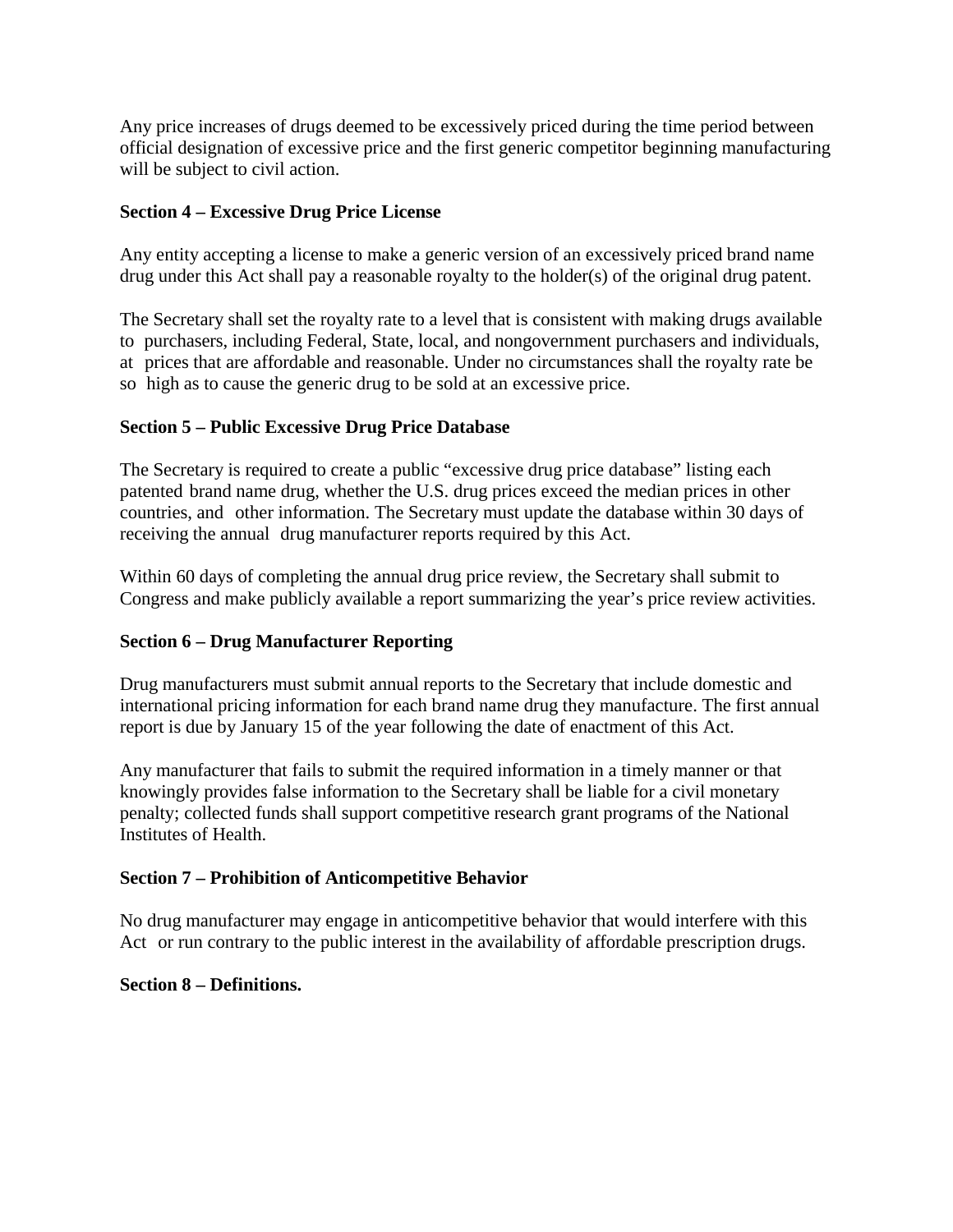Any price increases of drugs deemed to be excessively priced during the time period between official designation of excessive price and the first generic competitor beginning manufacturing will be subject to civil action.

**Section 4 – Excessive Drug Price License**

Any entity accepting a license to make a generic version of an excessively priced brand name drug under this Act shall pay a reasonable royalty to the holder(s) of the original drug patent.

The Secretary shall set the royalty rate to a level that is consistent with making drugs available to purchasers, including Federal, State, local, and nongovernment purchasers and individuals, at prices that are affordable and reasonable. Under no circumstances shall the royalty rate be so high as to cause the generic drug to be sold at an excessive price.

**Section 5 – Public Excessive Drug Price Database**

The Secretary is required to create a public "excessive drug price database" listing each patented brand name drug, whether the U.S. drug prices exceed the median prices in other countries, and other information. The Secretary must update the database within 30 days of receiving the annual drug manufacturer reports required by this Act.

Within 60 days of completing the annual drug price review, the Secretary shall submit to Congress and make publicly available a report summarizing the year's price review activities.

**Section 6 – Drug Manufacturer Reporting**

Drug manufacturers must submit annual reports to the Secretary that include domestic and international pricing information for each brand name drug they manufacture. The first annual report is due by January 15 of the year following the date of enactment of this Act.

Any manufacturer that fails to submit the required information in a timely manner or that knowingly provides false information to the Secretary shall be liable for a civil monetary penalty; collected funds shall support competitive research grant programs of the National Institutes of Health.

**Section 7 – Prohibition of Anticompetitive Behavior**

No drug manufacturer may engage in anticompetitive behavior that would interfere with this Act or run contrary to the public interest in the availability of affordable prescription drugs.

**Section 8 – Definitions.**